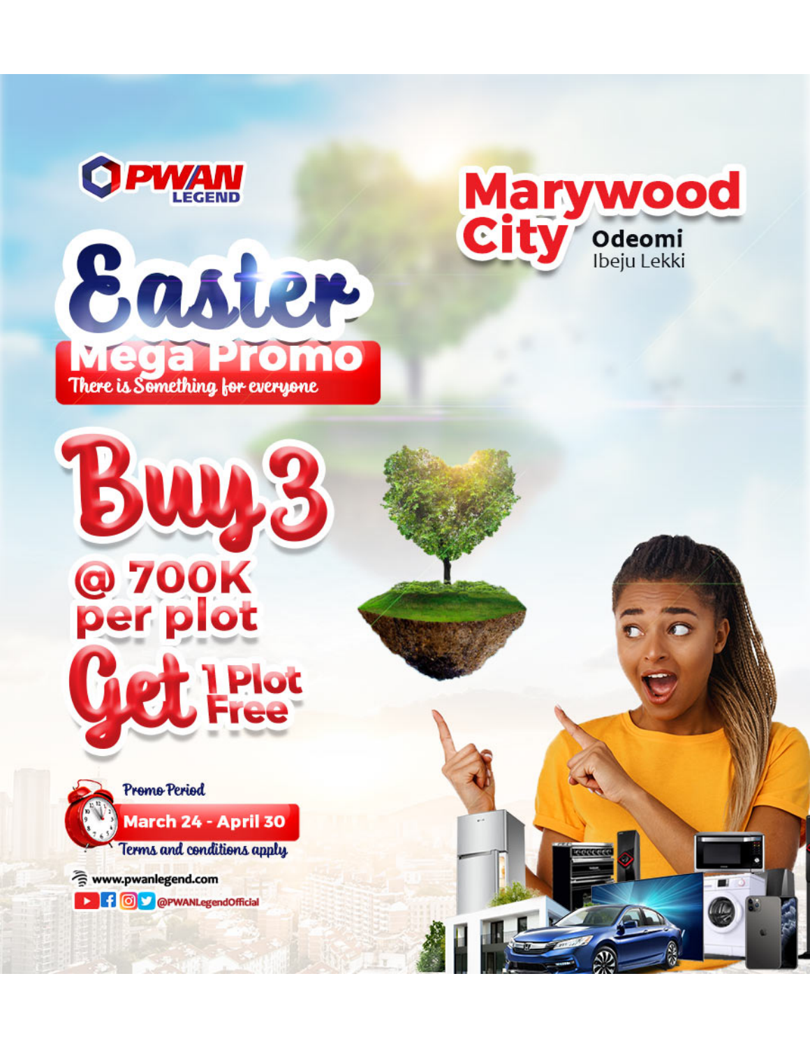PWAN LEGEND

# Marywood City

**Odeomi**
Ibeju Lekki

# Easter

## Mega Promo

*There is Something for everyone*

# Buy 3

## @ 700K per plot

# Get 1 Plot Free

*Promo Period*

**March 24 - April 30**

*Terms and conditions apply*

www.pwanlegend.com

@PWANLegendOfficial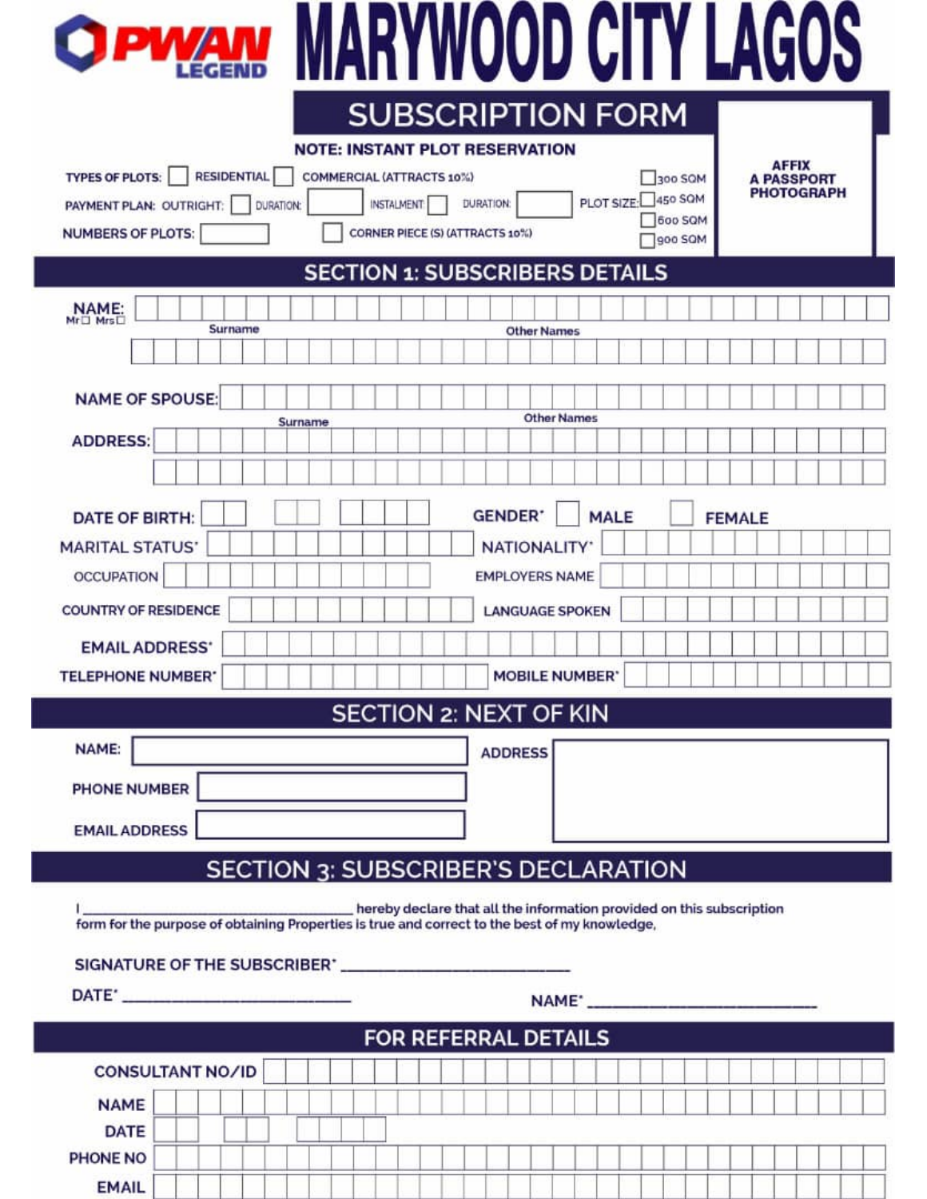# PWAN LEGEND MARYWOOD CITY LAGOS

## SUBSCRIPTION FORM

**NOTE: INSTANT PLOT RESERVATION**

AFFIX A PASSPORT PHOTOGRAPH

TYPES OF PLOTS: ☐ RESIDENTIAL ☐ COMMERCIAL (ATTRACTS 10%)

PAYMENT PLAN: OUTRIGHT: ☐ DURATION: ______ INSTALMENT ☐ DURATION: ______

PLOT SIZE: ☐ 300 SQM ☐ 450 SQM ☐ 600 SQM ☐ 900 SQM

NUMBERS OF PLOTS: ______ ☐ CORNER PIECE (S) (ATTRACTS 10%)

## SECTION 1: SUBSCRIBERS DETAILS

NAME: Mr☐ Mrs☐ ______

Surname ______ Other Names ______

NAME OF SPOUSE: ______

Surname ______ Other Names ______

ADDRESS: ______

DATE OF BIRTH: ______ GENDER* ☐ MALE ☐ FEMALE

MARITAL STATUS* ______ NATIONALITY* ______

OCCUPATION ______ EMPLOYERS NAME ______

COUNTRY OF RESIDENCE ______ LANGUAGE SPOKEN ______

EMAIL ADDRESS* ______

TELEPHONE NUMBER* ______ MOBILE NUMBER* ______

## SECTION 2: NEXT OF KIN

NAME: ______ ADDRESS ______

PHONE NUMBER ______

EMAIL ADDRESS ______

## SECTION 3: SUBSCRIBER'S DECLARATION

I ______________________ hereby declare that all the information provided on this subscription form for the purpose of obtaining Properties is true and correct to the best of my knowledge,

SIGNATURE OF THE SUBSCRIBER* ______________________

DATE* ______________________ NAME* ______________________

## FOR REFERRAL DETAILS

CONSULTANT NO/ID ______

NAME ______

DATE ______

PHONE NO ______

EMAIL ______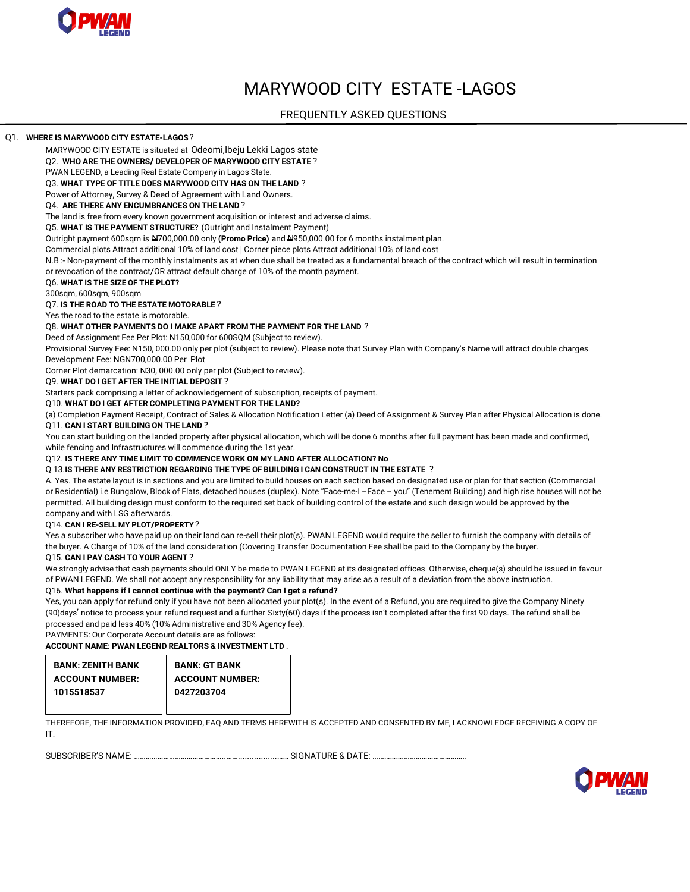# MARYWOOD CITY ESTATE -LAGOS

## FREQUENTLY ASKED QUESTIONS

Q1. **WHERE IS MARYWOOD CITY ESTATE-LAGOS**?

MARYWOOD CITY ESTATE is situated at Odeomi,Ibeju Lekki Lagos state

Q2. **WHO ARE THE OWNERS/ DEVELOPER OF MARYWOOD CITY ESTATE**?

PWAN LEGEND, a Leading Real Estate Company in Lagos State.

Q3. **WHAT TYPE OF TITLE DOES MARYWOOD CITY HAS ON THE LAND**?

Power of Attorney, Survey & Deed of Agreement with Land Owners.

Q4. **ARE THERE ANY ENCUMBRANCES ON THE LAND**?

The land is free from every known government acquisition or interest and adverse claims.

Q5. **WHAT IS THE PAYMENT STRUCTURE?** (Outright and Instalment Payment)

Outright payment 600sqm is ₦700,000.00 only **(Promo Price)** and ₦950,000.00 for 6 months instalment plan.

Commercial plots Attract additional 10% of land cost | Corner piece plots Attract additional 10% of land cost

N.B :- Non-payment of the monthly instalments as at when due shall be treated as a fundamental breach of the contract which will result in termination or revocation of the contract/OR attract default charge of 10% of the month payment.

Q6. **WHAT IS THE SIZE OF THE PLOT?**

300sqm, 600sqm, 900sqm

Q7. **IS THE ROAD TO THE ESTATE MOTORABLE**?

Yes the road to the estate is motorable.

Q8. **WHAT OTHER PAYMENTS DO I MAKE APART FROM THE PAYMENT FOR THE LAND**?

Deed of Assignment Fee Per Plot: N150,000 for 600SQM (Subject to review).

Provisional Survey Fee: N150, 000.00 only per plot (subject to review). Please note that Survey Plan with Company's Name will attract double charges.

Development Fee: NGN700,000.00 Per Plot

Corner Plot demarcation: N30, 000.00 only per plot (Subject to review).

Q9. **WHAT DO I GET AFTER THE INITIAL DEPOSIT**?

Starters pack comprising a letter of acknowledgement of subscription, receipts of payment.

Q10. **WHAT DO I GET AFTER COMPLETING PAYMENT FOR THE LAND?**

(a) Completion Payment Receipt, Contract of Sales & Allocation Notification Letter (a) Deed of Assignment & Survey Plan after Physical Allocation is done.

Q11. **CAN I START BUILDING ON THE LAND**?

You can start building on the landed property after physical allocation, which will be done 6 months after full payment has been made and confirmed, while fencing and Infrastructures will commence during the 1st year.

Q12. **IS THERE ANY TIME LIMIT TO COMMENCE WORK ON MY LAND AFTER ALLOCATION? No**

Q 13.**IS THERE ANY RESTRICTION REGARDING THE TYPE OF BUILDING I CAN CONSTRUCT IN THE ESTATE**?

A. Yes. The estate layout is in sections and you are limited to build houses on each section based on designated use or plan for that section (Commercial or Residential) i.e Bungalow, Block of Flats, detached houses (duplex). Note "Face-me-I –Face – you" (Tenement Building) and high rise houses will not be permitted. All building design must conform to the required set back of building control of the estate and such design would be approved by the company and with LSG afterwards.

Q14. **CAN I RE-SELL MY PLOT/PROPERTY**?

Yes a subscriber who have paid up on their land can re-sell their plot(s). PWAN LEGEND would require the seller to furnish the company with details of the buyer. A Charge of 10% of the land consideration (Covering Transfer Documentation Fee shall be paid to the Company by the buyer.

Q15. **CAN I PAY CASH TO YOUR AGENT**?

We strongly advise that cash payments should ONLY be made to PWAN LEGEND at its designated offices. Otherwise, cheque(s) should be issued in favour of PWAN LEGEND. We shall not accept any responsibility for any liability that may arise as a result of a deviation from the above instruction.

Q16. **What happens if I cannot continue with the payment? Can I get a refund?**

Yes, you can apply for refund only if you have not been allocated your plot(s). In the event of a Refund, you are required to give the Company Ninety (90)days' notice to process your refund request and a further Sixty(60) days if the process isn't completed after the first 90 days. The refund shall be processed and paid less 40% (10% Administrative and 30% Agency fee).

PAYMENTS: Our Corporate Account details are as follows:

**ACCOUNT NAME: PWAN LEGEND REALTORS & INVESTMENT LTD** .

| | |
|---|---|
| **BANK: ZENITH BANK ACCOUNT NUMBER: 1015518537** | **BANK: GT BANK ACCOUNT NUMBER: 0427203704** |

THEREFORE, THE INFORMATION PROVIDED, FAQ AND TERMS HEREWITH IS ACCEPTED AND CONSENTED BY ME, I ACKNOWLEDGE RECEIVING A COPY OF IT.

SUBSCRIBER'S NAME: ................................................................................ SIGNATURE & DATE: ...............................................